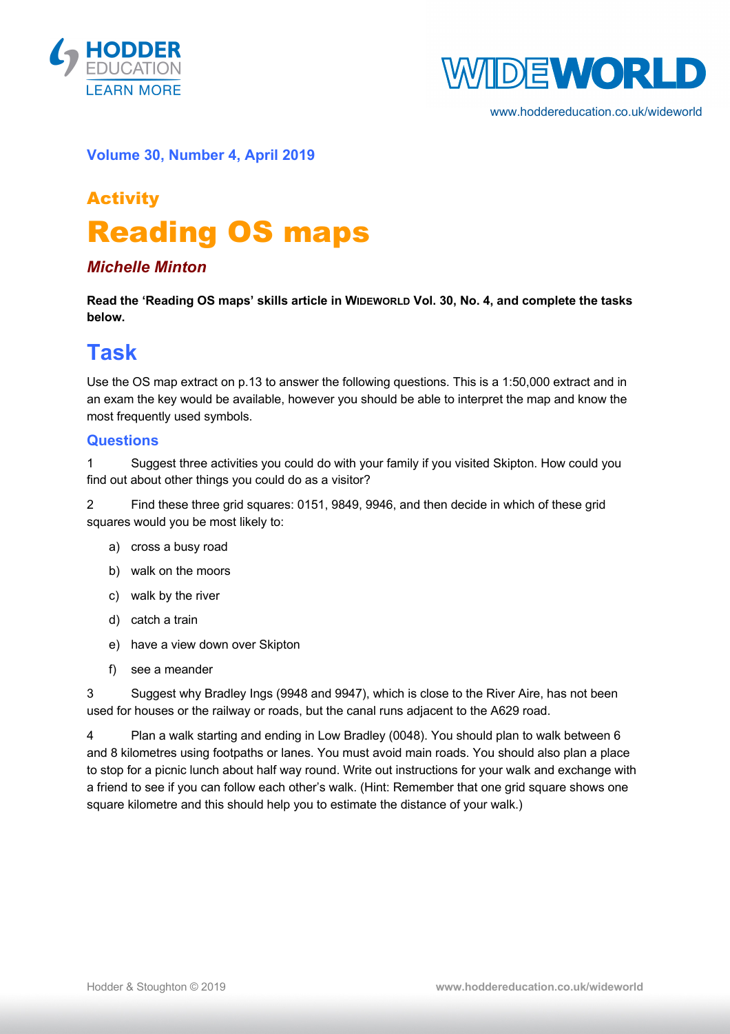Volume 30, Number 4, April 2019

## Activity

# Reading OS maps

***Michelle Minton***

**Read the 'Reading OS maps' skills article in WIDEWORLD Vol. 30, No. 4, and complete the tasks below.**

## Task

Use the OS map extract on p.13 to answer the following questions. This is a 1:50,000 extract and in an exam the key would be available, however you should be able to interpret the map and know the most frequently used symbols.

### Questions

1 Suggest three activities you could do with your family if you visited Skipton. How could you find out about other things you could do as a visitor?

2 Find these three grid squares: 0151, 9849, 9946, and then decide in which of these grid squares would you be most likely to:

a) cross a busy road
b) walk on the moors
c) walk by the river
d) catch a train
e) have a view down over Skipton
f) see a meander

3 Suggest why Bradley Ings (9948 and 9947), which is close to the River Aire, has not been used for houses or the railway or roads, but the canal runs adjacent to the A629 road.

4 Plan a walk starting and ending in Low Bradley (0048). You should plan to walk between 6 and 8 kilometres using footpaths or lanes. You must avoid main roads. You should also plan a place to stop for a picnic lunch about half way round. Write out instructions for your walk and exchange with a friend to see if you can follow each other's walk. (Hint: Remember that one grid square shows one square kilometre and this should help you to estimate the distance of your walk.)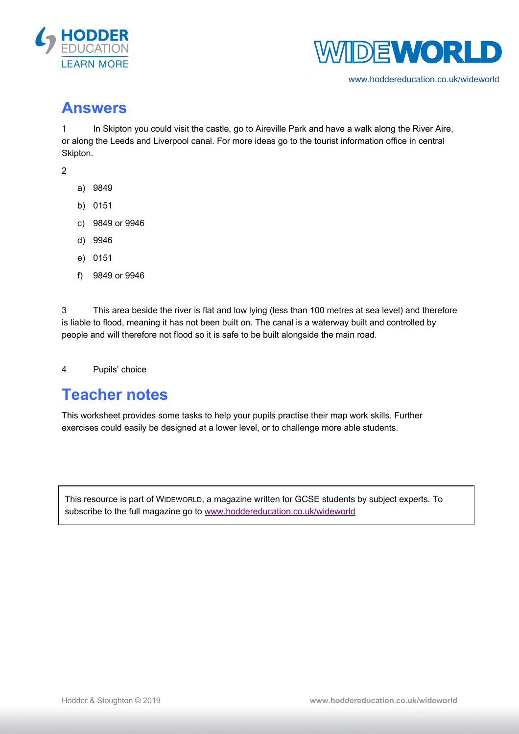## Answers

1 In Skipton you could visit the castle, go to Aireville Park and have a walk along the River Aire, or along the Leeds and Liverpool canal. For more ideas go to the tourist information office in central Skipton.

2

a) 9849

b) 0151

c) 9849 or 9946

d) 9946

e) 0151

f) 9849 or 9946

3 This area beside the river is flat and low lying (less than 100 metres at sea level) and therefore is liable to flood, meaning it has not been built on. The canal is a waterway built and controlled by people and will therefore not flood so it is safe to be built alongside the main road.

4 Pupils' choice

## Teacher notes

This worksheet provides some tasks to help your pupils practise their map work skills. Further exercises could easily be designed at a lower level, or to challenge more able students.

This resource is part of WIDEWORLD, a magazine written for GCSE students by subject experts. To subscribe to the full magazine go to www.hoddereducation.co.uk/wideworld